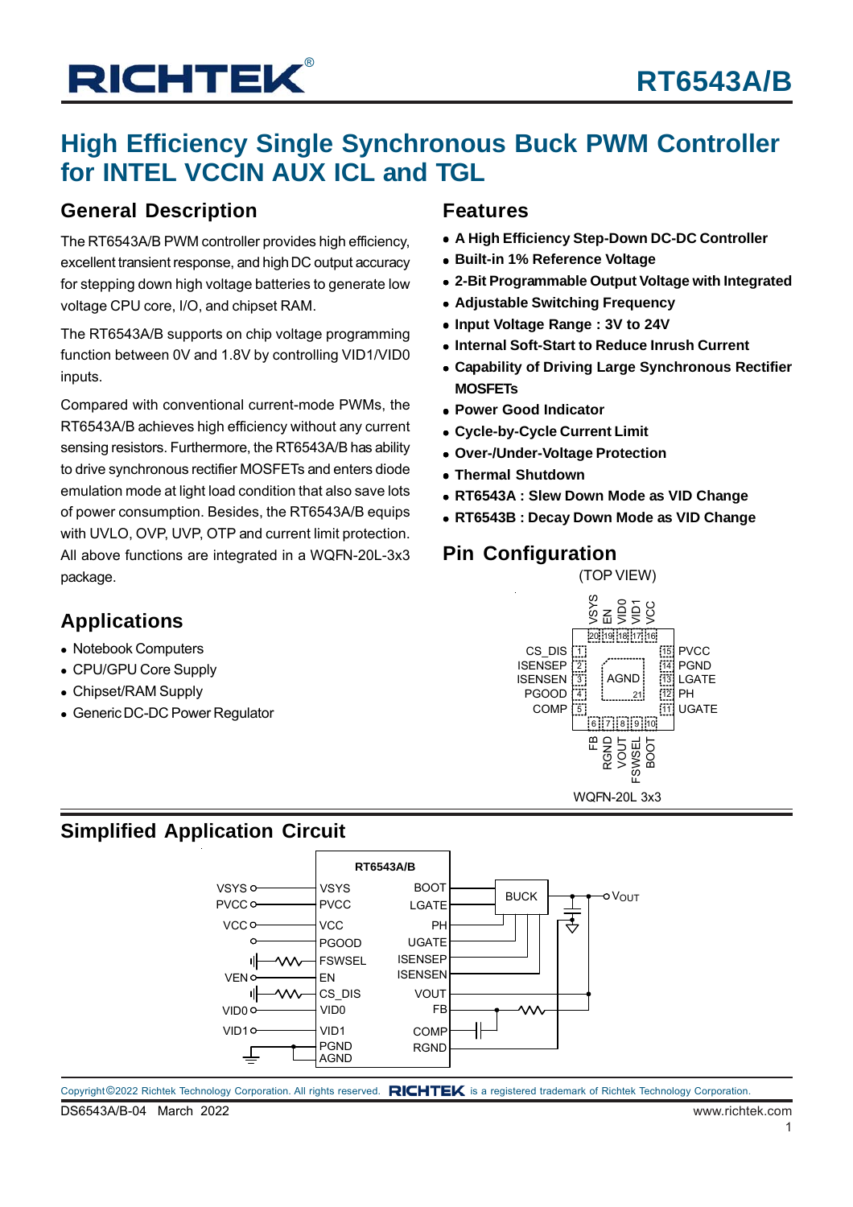# RT6543A/B

# High Efficiency Single Synchronous Buck PWM Controller for INTEL VCCIN AUX ICL and TGL

## General Description

The RT6543A/B PWM controller provides high efficiency, excellent transient response, and high DC output accuracy for stepping down high voltage batteries to generate low voltage CPU core, I/O, and chipset RAM.

The RT6543A/B supports on chip voltage programming function between 0V and 1.8V by controlling VID1/VID0 inputs.

Compared with conventional current-mode PWMs, the RT6543A/B achieves high efficiency without any current sensing resistors. Furthermore, the RT6543A/B has ability to drive synchronous rectifier MOSFETs and enters diode emulation mode at light load condition that also save lots of power consumption. Besides, the RT6543A/B equips with UVLO, OVP, UVP, OTP and current limit protection. All above functions are integrated in a WQFN-20L-3x3 package.

## Applications

- Notebook Computers
- CPU/GPU Core Supply
- Chipset/RAM Supply
- Generic DC-DC Power Regulator

## Features

- **A High Efficiency Step-Down DC-DC Controller**
- **Built-in 1% Reference Voltage**
- **2-Bit Programmable Output Voltage with Integrated**
- **Adjustable Switching Frequency**
- **Input Voltage Range : 3V to 24V**
- **Internal Soft-Start to Reduce Inrush Current**
- **Capability of Driving Large Synchronous Rectifier MOSFETs**
- **Power Good Indicator**
- **Cycle-by-Cycle Current Limit**
- **Over-/Under-Voltage Protection**
- **Thermal Shutdown**
- **RT6543A : Slew Down Mode as VID Change**
- **RT6543B : Decay Down Mode as VID Change**

## Pin Configuration

(TOP VIEW)

| Pin | Name | Pin | Name |
|---|---|---|---|
| 1 | CS_DIS | 11 | UGATE |
| 2 | ISENSEP | 12 | PH |
| 3 | ISENSEN | 13 | LGATE |
| 4 | PGOOD | 14 | PGND |
| 5 | COMP | 15 | PVCC |
| 6 | FB | 16 | VCC |
| 7 | RGND | 17 | VID1 |
| 8 | VOUT | 18 | VID0 |
| 9 | FSWSEL | 19 | EN |
| 10 | BOOT | 20 | VSYS |
| 21 (exposed pad) | AGND | | |

WQFN-20L 3x3

## Simplified Application Circuit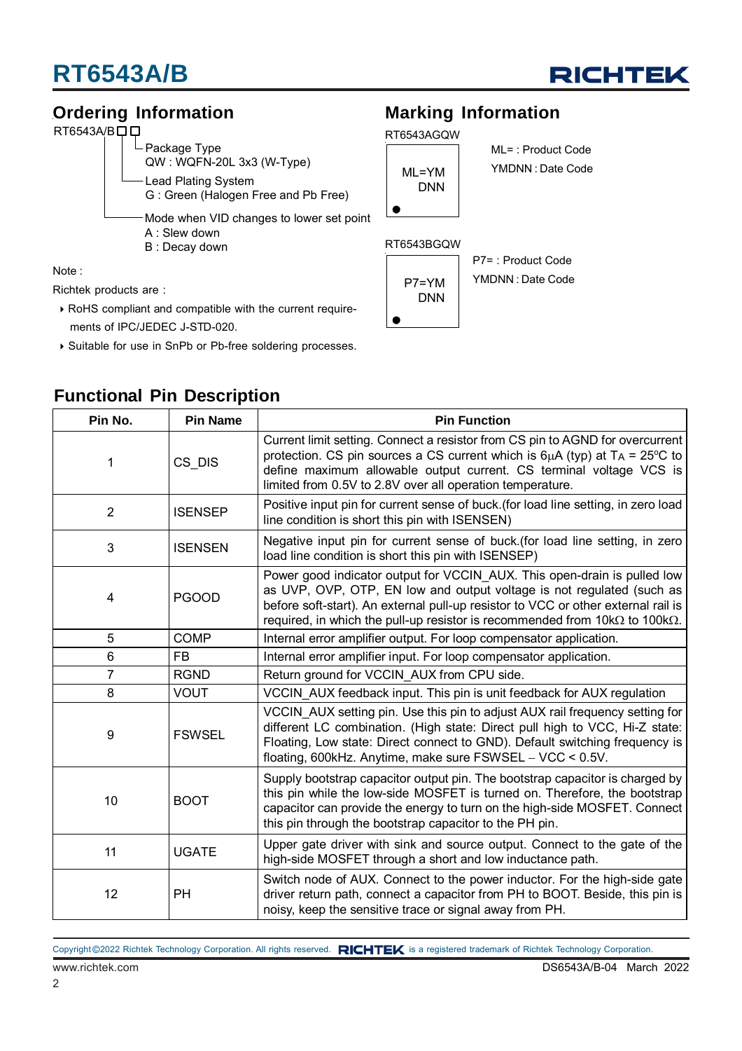## Ordering Information

RT6543A/B□□

- Package Type
  QW : WQFN-20L 3x3 (W-Type)
- Lead Plating System
  G : Green (Halogen Free and Pb Free)
- Mode when VID changes to lower set point
  A : Slew down
  B : Decay down

Note :

Richtek products are :

- RoHS compliant and compatible with the current requirements of IPC/JEDEC J-STD-020.
- Suitable for use in SnPb or Pb-free soldering processes.

## Marking Information

RT6543AGQW

ML=YM
DNN

ML= : Product Code
YMDNN : Date Code

RT6543BGQW

P7=YM
DNN

P7= : Product Code
YMDNN : Date Code

## Functional Pin Description

| Pin No. | Pin Name | Pin Function |
|---|---|---|
| 1 | CS_DIS | Current limit setting. Connect a resistor from CS pin to AGND for overcurrent protection. CS pin sources a CS current which is 6μA (typ) at $T_A$ = 25°C to define maximum allowable output current. CS terminal voltage VCS is limited from 0.5V to 2.8V over all operation temperature. |
| 2 | ISENSEP | Positive input pin for current sense of buck.(for load line setting, in zero load line condition is short this pin with ISENSEN) |
| 3 | ISENSEN | Negative input pin for current sense of buck.(for load line setting, in zero load line condition is short this pin with ISENSEP) |
| 4 | PGOOD | Power good indicator output for VCCIN_AUX. This open-drain is pulled low as UVP, OVP, OTP, EN low and output voltage is not regulated (such as before soft-start). An external pull-up resistor to VCC or other external rail is required, in which the pull-up resistor is recommended from 10kΩ to 100kΩ. |
| 5 | COMP | Internal error amplifier output. For loop compensator application. |
| 6 | FB | Internal error amplifier input. For loop compensator application. |
| 7 | RGND | Return ground for VCCIN_AUX from CPU side. |
| 8 | VOUT | VCCIN_AUX feedback input. This pin is unit feedback for AUX regulation |
| 9 | FSWSEL | VCCIN_AUX setting pin. Use this pin to adjust AUX rail frequency setting for different LC combination. (High state: Direct pull high to VCC, Hi-Z state: Floating, Low state: Direct connect to GND). Default switching frequency is floating, 600kHz. Anytime, make sure FSWSEL − VCC < 0.5V. |
| 10 | BOOT | Supply bootstrap capacitor output pin. The bootstrap capacitor is charged by this pin while the low-side MOSFET is turned on. Therefore, the bootstrap capacitor can provide the energy to turn on the high-side MOSFET. Connect this pin through the bootstrap capacitor to the PH pin. |
| 11 | UGATE | Upper gate driver with sink and source output. Connect to the gate of the high-side MOSFET through a short and low inductance path. |
| 12 | PH | Switch node of AUX. Connect to the power inductor. For the high-side gate driver return path, connect a capacitor from PH to BOOT. Beside, this pin is noisy, keep the sensitive trace or signal away from PH. |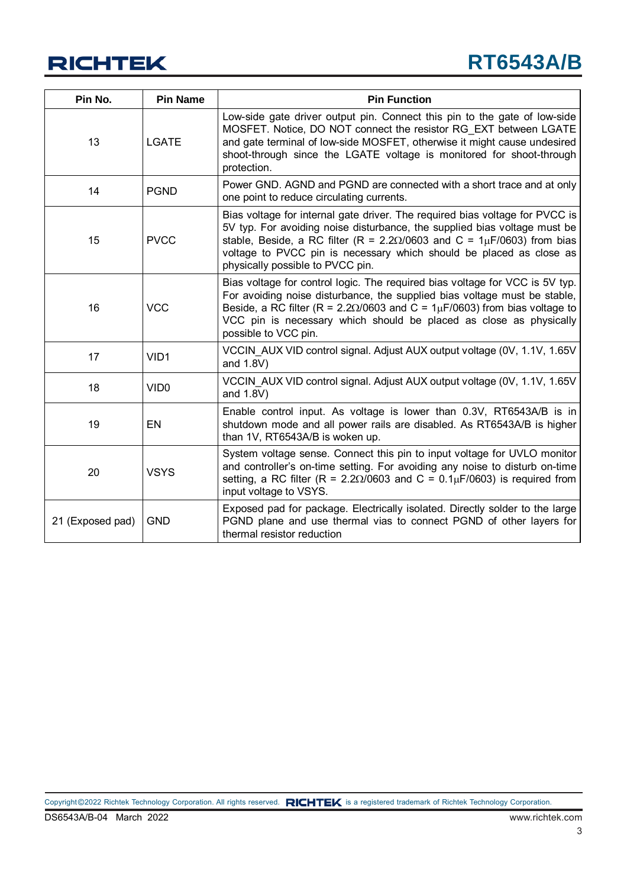| Pin No. | Pin Name | Pin Function |
|---|---|---|
| 13 | LGATE | Low-side gate driver output pin. Connect this pin to the gate of low-side MOSFET. Notice, DO NOT connect the resistor RG_EXT between LGATE and gate terminal of low-side MOSFET, otherwise it might cause undesired shoot-through since the LGATE voltage is monitored for shoot-through protection. |
| 14 | PGND | Power GND. AGND and PGND are connected with a short trace and at only one point to reduce circulating currents. |
| 15 | PVCC | Bias voltage for internal gate driver. The required bias voltage for PVCC is 5V typ. For avoiding noise disturbance, the supplied bias voltage must be stable, Beside, a RC filter (R = 2.2Ω/0603 and C = 1μF/0603) from bias voltage to PVCC pin is necessary which should be placed as close as physically possible to PVCC pin. |
| 16 | VCC | Bias voltage for control logic. The required bias voltage for VCC is 5V typ. For avoiding noise disturbance, the supplied bias voltage must be stable, Beside, a RC filter (R = 2.2Ω/0603 and C = 1μF/0603) from bias voltage to VCC pin is necessary which should be placed as close as physically possible to VCC pin. |
| 17 | VID1 | VCCIN_AUX VID control signal. Adjust AUX output voltage (0V, 1.1V, 1.65V and 1.8V) |
| 18 | VID0 | VCCIN_AUX VID control signal. Adjust AUX output voltage (0V, 1.1V, 1.65V and 1.8V) |
| 19 | EN | Enable control input. As voltage is lower than 0.3V, RT6543A/B is in shutdown mode and all power rails are disabled. As RT6543A/B is higher than 1V, RT6543A/B is woken up. |
| 20 | VSYS | System voltage sense. Connect this pin to input voltage for UVLO monitor and controller's on-time setting. For avoiding any noise to disturb on-time setting, a RC filter (R = 2.2Ω/0603 and C = 0.1μF/0603) is required from input voltage to VSYS. |
| 21 (Exposed pad) | GND | Exposed pad for package. Electrically isolated. Directly solder to the large PGND plane and use thermal vias to connect PGND of other layers for thermal resistor reduction |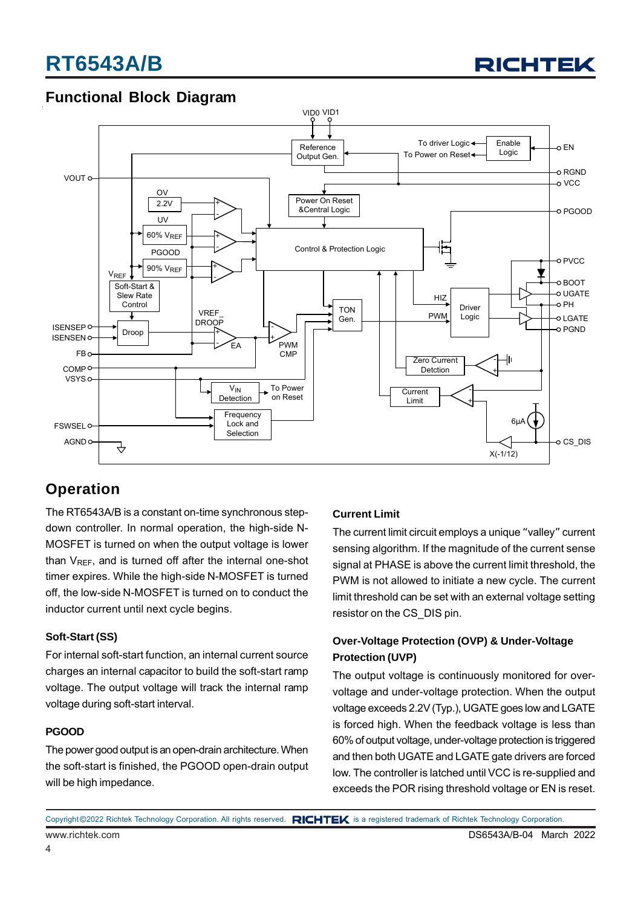## Functional Block Diagram

VID0 VID1

Reference Output Gen.

To driver Logic

To Power on Reset

Enable Logic

EN

VOUT

RGND

VCC

OV

2.2V

Power On Reset &Central Logic

PGOOD

UV

60% $V_{REF}$

Control & Protection Logic

PGOOD

90% $V_{REF}$

PVCC

$V_{REF}$

Soft-Start & Slew Rate Control

BOOT

UGATE

HIZ

PH

Driver Logic

ISENSEP

ISENSEN

Droop

VREF_ DROOP

TON Gen.

PWM

LGATE

PGND

FB

EA

PWM CMP

COMP

VSYS

Zero Current Detction

$V_{IN}$ Detection

To Power on Reset

Current Limit

FSWSEL

Frequency Lock and Selection

6μA

AGND

CS_DIS

X(-1/12)

## Operation

The RT6543A/B is a constant on-time synchronous step-down controller. In normal operation, the high-side N-MOSFET is turned on when the output voltage is lower than $V_{REF}$, and is turned off after the internal one-shot timer expires. While the high-side N-MOSFET is turned off, the low-side N-MOSFET is turned on to conduct the inductor current until next cycle begins.

### Soft-Start (SS)

For internal soft-start function, an internal current source charges an internal capacitor to build the soft-start ramp voltage. The output voltage will track the internal ramp voltage during soft-start interval.

### PGOOD

The power good output is an open-drain architecture. When the soft-start is finished, the PGOOD open-drain output will be high impedance.

### Current Limit

The current limit circuit employs a unique "valley" current sensing algorithm. If the magnitude of the current sense signal at PHASE is above the current limit threshold, the PWM is not allowed to initiate a new cycle. The current limit threshold can be set with an external voltage setting resistor on the CS_DIS pin.

### Over-Voltage Protection (OVP) & Under-Voltage Protection (UVP)

The output voltage is continuously monitored for over-voltage and under-voltage protection. When the output voltage exceeds 2.2V (Typ.), UGATE goes low and LGATE is forced high. When the feedback voltage is less than 60% of output voltage, under-voltage protection is triggered and then both UGATE and LGATE gate drivers are forced low. The controller is latched until VCC is re-supplied and exceeds the POR rising threshold voltage or EN is reset.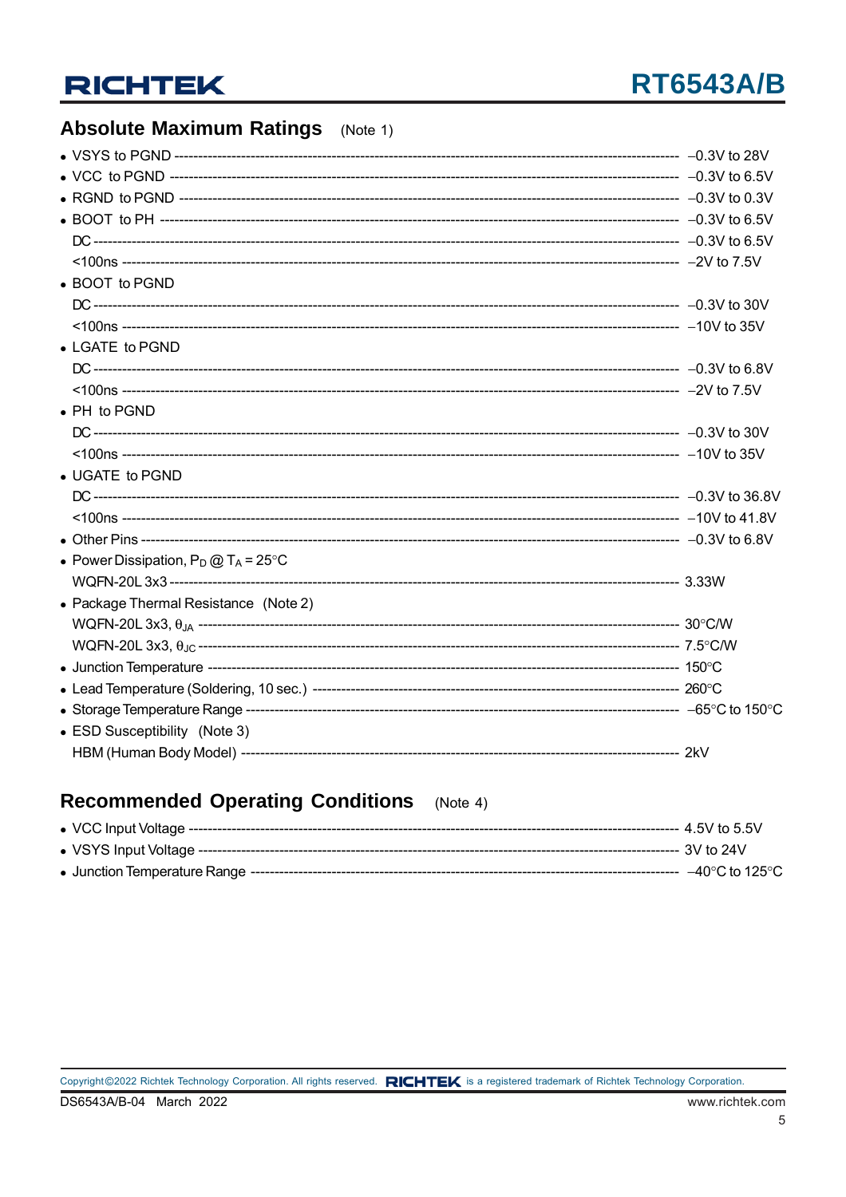## Absolute Maximum Ratings (Note 1)

- VSYS to PGND ---------- −0.3V to 28V
- VCC to PGND ---------- −0.3V to 6.5V
- RGND to PGND ---------- −0.3V to 0.3V
- BOOT to PH ---------- −0.3V to 6.5V
  - DC ---------- −0.3V to 6.5V
  - <100ns ---------- −2V to 7.5V
- BOOT to PGND
  - DC ---------- −0.3V to 30V
  - <100ns ---------- −10V to 35V
- LGATE to PGND
  - DC ---------- −0.3V to 6.8V
  - <100ns ---------- −2V to 7.5V
- PH to PGND
  - DC ---------- −0.3V to 30V
  - <100ns ---------- −10V to 35V
- UGATE to PGND
  - DC ---------- −0.3V to 36.8V
  - <100ns ---------- −10V to 41.8V
- Other Pins ---------- −0.3V to 6.8V
- Power Dissipation, $P_D$ @ $T_A$ = 25°C
  - WQFN-20L 3x3 ---------- 3.33W
- Package Thermal Resistance (Note 2)
  - WQFN-20L 3x3, $\theta_{JA}$ ---------- 30°C/W
  - WQFN-20L 3x3, $\theta_{JC}$ ---------- 7.5°C/W
- Junction Temperature ---------- 150°C
- Lead Temperature (Soldering, 10 sec.) ---------- 260°C
- Storage Temperature Range ---------- −65°C to 150°C
- ESD Susceptibility (Note 3)
  - HBM (Human Body Model) ---------- 2kV

## Recommended Operating Conditions (Note 4)

- VCC Input Voltage ---------- 4.5V to 5.5V
- VSYS Input Voltage ---------- 3V to 24V
- Junction Temperature Range ---------- −40°C to 125°C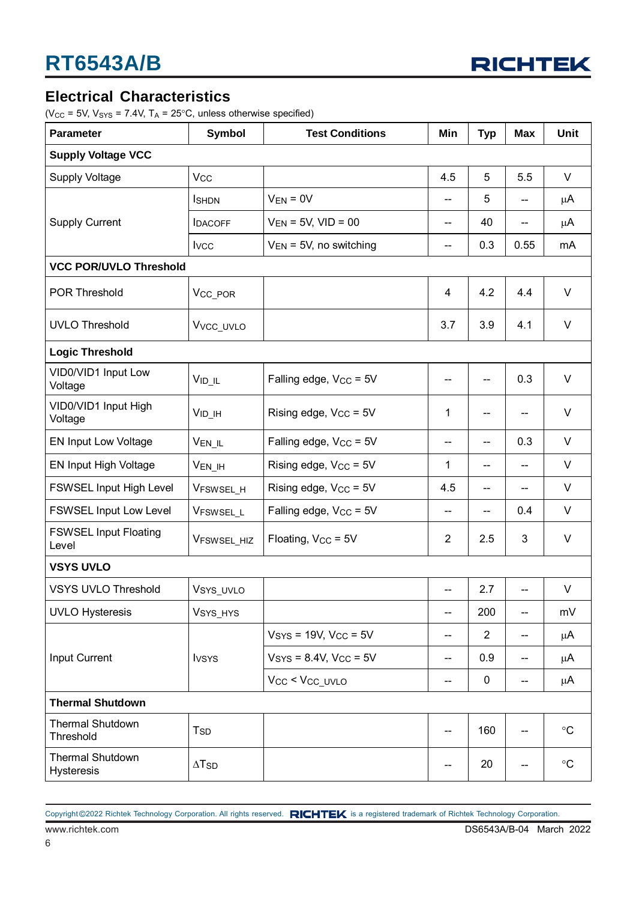## Electrical Characteristics

($V_{CC}$ = 5V, $V_{SYS}$ = 7.4V, $T_A$ = 25°C, unless otherwise specified)

| Parameter | Symbol | Test Conditions | Min | Typ | Max | Unit |
|---|---|---|---|---|---|---|
| **Supply Voltage VCC** | | | | | | |
| Supply Voltage | $V_{CC}$ | | 4.5 | 5 | 5.5 | V |
| Supply Current | $I_{SHDN}$ | $V_{EN}$ = 0V | -- | 5 | -- | μA |
| | $I_{DACOFF}$ | $V_{EN}$ = 5V, VID = 00 | -- | 40 | -- | μA |
| | $I_{VCC}$ | $V_{EN}$ = 5V, no switching | -- | 0.3 | 0.55 | mA |
| **VCC POR/UVLO Threshold** | | | | | | |
| POR Threshold | $V_{CC\_POR}$ | | 4 | 4.2 | 4.4 | V |
| UVLO Threshold | $V_{VCC\_UVLO}$ | | 3.7 | 3.9 | 4.1 | V |
| **Logic Threshold** | | | | | | |
| VID0/VID1 Input Low Voltage | $V_{ID\_IL}$ | Falling edge, $V_{CC}$ = 5V | -- | -- | 0.3 | V |
| VID0/VID1 Input High Voltage | $V_{ID\_IH}$ | Rising edge, $V_{CC}$ = 5V | 1 | -- | -- | V |
| EN Input Low Voltage | $V_{EN\_IL}$ | Falling edge, $V_{CC}$ = 5V | -- | -- | 0.3 | V |
| EN Input High Voltage | $V_{EN\_IH}$ | Rising edge, $V_{CC}$ = 5V | 1 | -- | -- | V |
| FSWSEL Input High Level | $V_{FSWSEL\_H}$ | Rising edge, $V_{CC}$ = 5V | 4.5 | -- | -- | V |
| FSWSEL Input Low Level | $V_{FSWSEL\_L}$ | Falling edge, $V_{CC}$ = 5V | -- | -- | 0.4 | V |
| FSWSEL Input Floating Level | $V_{FSWSEL\_HIZ}$ | Floating, $V_{CC}$ = 5V | 2 | 2.5 | 3 | V |
| **VSYS UVLO** | | | | | | |
| VSYS UVLO Threshold | $V_{SYS\_UVLO}$ | | -- | 2.7 | -- | V |
| UVLO Hysteresis | $V_{SYS\_HYS}$ | | -- | 200 | -- | mV |
| Input Current | $I_{VSYS}$ | $V_{SYS}$ = 19V, $V_{CC}$ = 5V | -- | 2 | -- | μA |
| | | $V_{SYS}$ = 8.4V, $V_{CC}$ = 5V | -- | 0.9 | -- | μA |
| | | $V_{CC}$ < $V_{CC\_UVLO}$ | -- | 0 | -- | μA |
| **Thermal Shutdown** | | | | | | |
| Thermal Shutdown Threshold | $T_{SD}$ | | -- | 160 | -- | °C |
| Thermal Shutdown Hysteresis | $\Delta T_{SD}$ | | -- | 20 | -- | °C |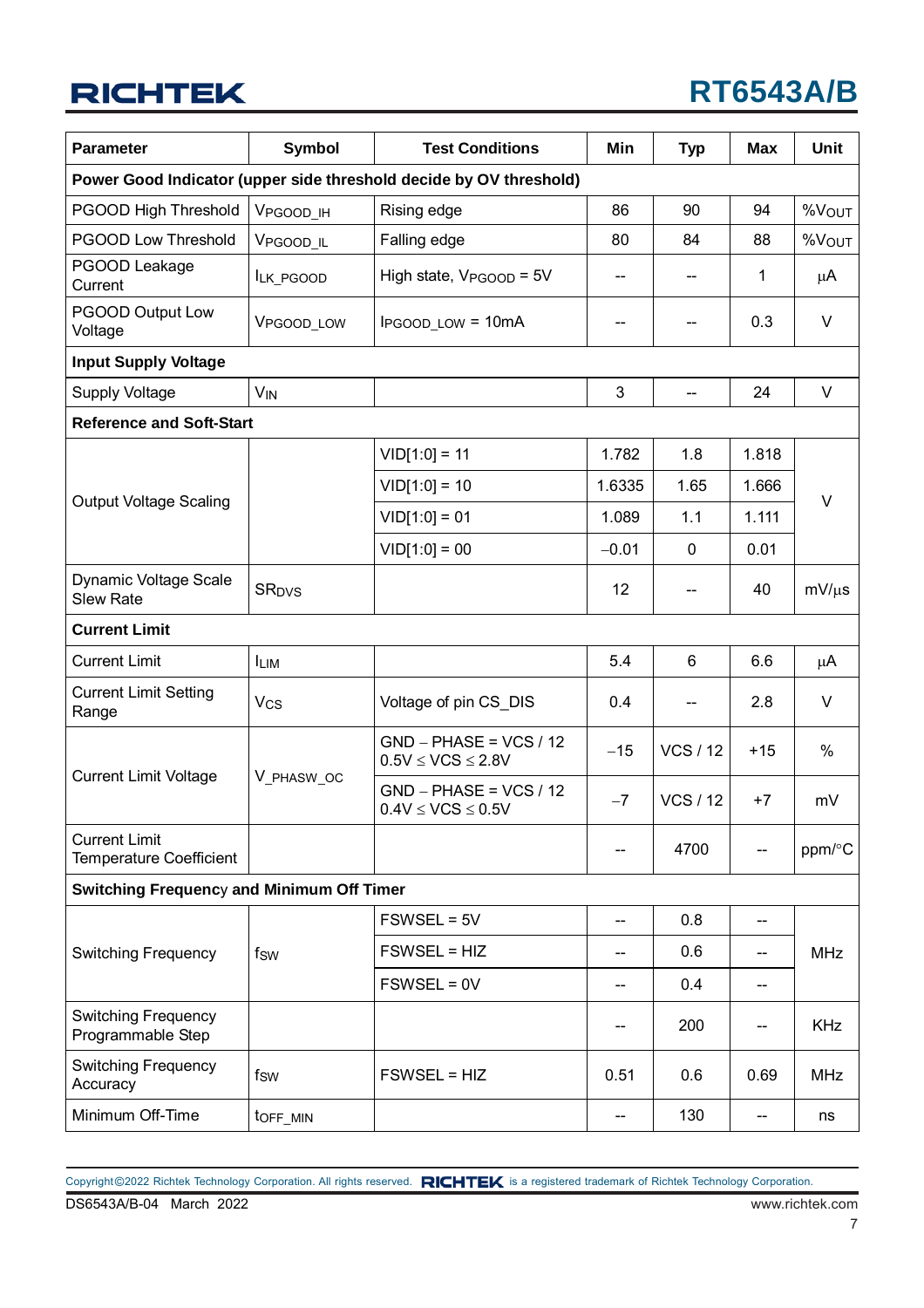| Parameter | Symbol | Test Conditions | Min | Typ | Max | Unit |
|---|---|---|---|---|---|---|
| **Power Good Indicator (upper side threshold decide by OV threshold)** | | | | | | |
| PGOOD High Threshold | $V_{PGOOD\_IH}$ | Rising edge | 86 | 90 | 94 | $\%V_{OUT}$ |
| PGOOD Low Threshold | $V_{PGOOD\_IL}$ | Falling edge | 80 | 84 | 88 | $\%V_{OUT}$ |
| PGOOD Leakage Current | $I_{LK\_PGOOD}$ | High state, $V_{PGOOD}$ = 5V | -- | -- | 1 | μA |
| PGOOD Output Low Voltage | $V_{PGOOD\_LOW}$ | $I_{PGOOD\_LOW}$ = 10mA | -- | -- | 0.3 | V |
| **Input Supply Voltage** | | | | | | |
| Supply Voltage | $V_{IN}$ | | 3 | -- | 24 | V |
| **Reference and Soft-Start** | | | | | | |
| Output Voltage Scaling | | VID[1:0] = 11 | 1.782 | 1.8 | 1.818 | V |
| | | VID[1:0] = 10 | 1.6335 | 1.65 | 1.666 | |
| | | VID[1:0] = 01 | 1.089 | 1.1 | 1.111 | |
| | | VID[1:0] = 00 | −0.01 | 0 | 0.01 | |
| Dynamic Voltage Scale Slew Rate | $SR_{DVS}$ | | 12 | -- | 40 | mV/μs |
| **Current Limit** | | | | | | |
| Current Limit | $I_{LIM}$ | | 5.4 | 6 | 6.6 | μA |
| Current Limit Setting Range | $V_{CS}$ | Voltage of pin CS_DIS | 0.4 | -- | 2.8 | V |
| Current Limit Voltage | $V\_{PHASW\_OC}$ | GND − PHASE = VCS / 12, 0.5V ≤ VCS ≤ 2.8V | −15 | VCS / 12 | +15 | % |
| | | GND − PHASE = VCS / 12, 0.4V ≤ VCS ≤ 0.5V | −7 | VCS / 12 | +7 | mV |
| Current Limit Temperature Coefficient | | | -- | 4700 | -- | ppm/°C |
| **Switching Frequency and Minimum Off Timer** | | | | | | |
| Switching Frequency | $f_{SW}$ | FSWSEL = 5V | -- | 0.8 | -- | MHz |
| | | FSWSEL = HIZ | -- | 0.6 | -- | |
| | | FSWSEL = 0V | -- | 0.4 | -- | |
| Switching Frequency Programmable Step | | | -- | 200 | -- | KHz |
| Switching Frequency Accuracy | $f_{SW}$ | FSWSEL = HIZ | 0.51 | 0.6 | 0.69 | MHz |
| Minimum Off-Time | $t_{OFF\_MIN}$ | | -- | 130 | -- | ns |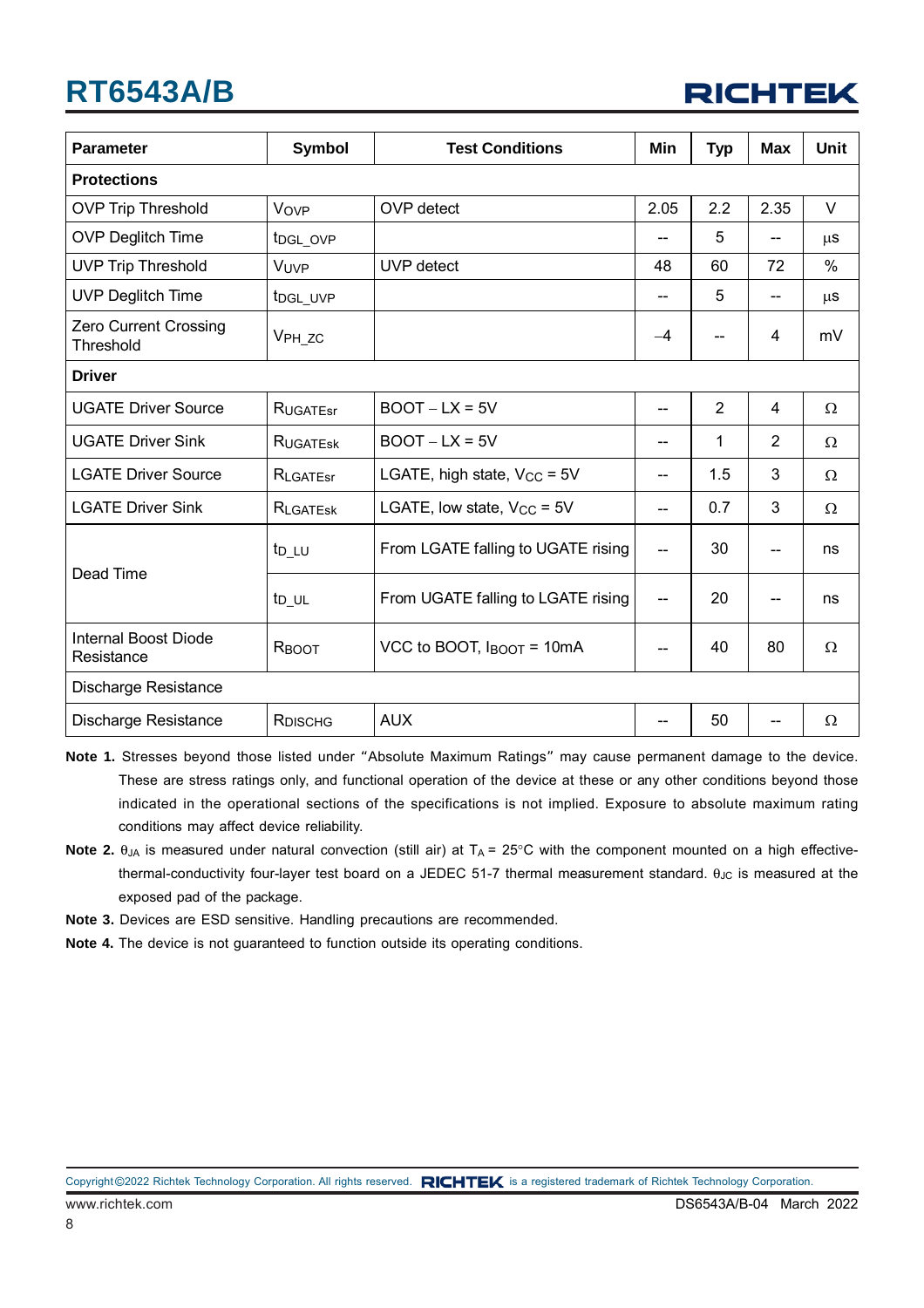| Parameter | Symbol | Test Conditions | Min | Typ | Max | Unit |
|---|---|---|---|---|---|---|
| **Protections** | | | | | | |
| OVP Trip Threshold | $V_{OVP}$ | OVP detect | 2.05 | 2.2 | 2.35 | V |
| OVP Deglitch Time | $t_{DGL\_OVP}$ | | -- | 5 | -- | μs |
| UVP Trip Threshold | $V_{UVP}$ | UVP detect | 48 | 60 | 72 | % |
| UVP Deglitch Time | $t_{DGL\_UVP}$ | | -- | 5 | -- | μs |
| Zero Current Crossing Threshold | $V_{PH\_ZC}$ | | −4 | -- | 4 | mV |
| **Driver** | | | | | | |
| UGATE Driver Source | $R_{UGATEsr}$ | BOOT − LX = 5V | -- | 2 | 4 | Ω |
| UGATE Driver Sink | $R_{UGATEsk}$ | BOOT − LX = 5V | -- | 1 | 2 | Ω |
| LGATE Driver Source | $R_{LGATEsr}$ | LGATE, high state, $V_{CC}$ = 5V | -- | 1.5 | 3 | Ω |
| LGATE Driver Sink | $R_{LGATEsk}$ | LGATE, low state, $V_{CC}$ = 5V | -- | 0.7 | 3 | Ω |
| Dead Time | $t_{D\_LU}$ | From LGATE falling to UGATE rising | -- | 30 | -- | ns |
| | $t_{D\_UL}$ | From UGATE falling to LGATE rising | -- | 20 | -- | ns |
| Internal Boost Diode Resistance | $R_{BOOT}$ | VCC to BOOT, $I_{BOOT}$ = 10mA | -- | 40 | 80 | Ω |
| Discharge Resistance | | | | | | |
| Discharge Resistance | $R_{DISCHG}$ | AUX | -- | 50 | -- | Ω |

**Note 1.** Stresses beyond those listed under "Absolute Maximum Ratings" may cause permanent damage to the device. These are stress ratings only, and functional operation of the device at these or any other conditions beyond those indicated in the operational sections of the specifications is not implied. Exposure to absolute maximum rating conditions may affect device reliability.

**Note 2.** $\theta_{JA}$ is measured under natural convection (still air) at $T_A$ = 25°C with the component mounted on a high effective-thermal-conductivity four-layer test board on a JEDEC 51-7 thermal measurement standard. $\theta_{JC}$ is measured at the exposed pad of the package.

**Note 3.** Devices are ESD sensitive. Handling precautions are recommended.

**Note 4.** The device is not guaranteed to function outside its operating conditions.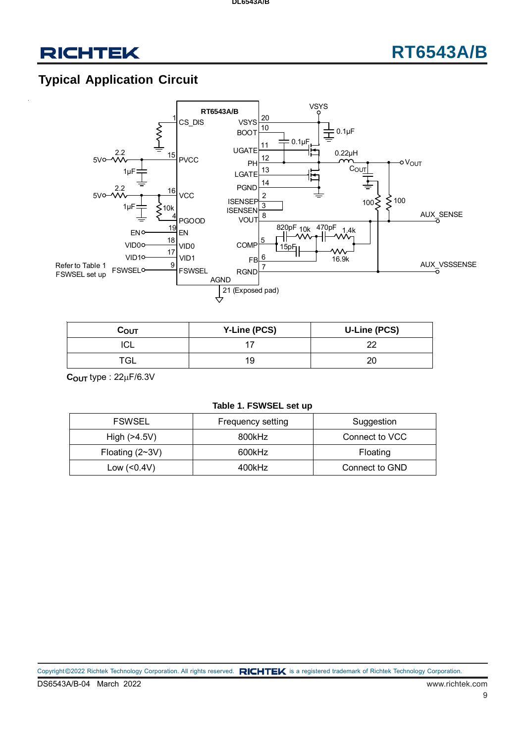## Typical Application Circuit

| $C_{OUT}$ | Y-Line (PCS) | U-Line (PCS) |
|---|---|---|
| ICL | 17 | 22 |
| TGL | 19 | 20 |

$C_{OUT}$ type : 22μF/6.3V

**Table 1. FSWSEL set up**

| FSWSEL | Frequency setting | Suggestion |
|---|---|---|
| High (>4.5V) | 800kHz | Connect to VCC |
| Floating (2~3V) | 600kHz | Floating |
| Low (<0.4V) | 400kHz | Connect to GND |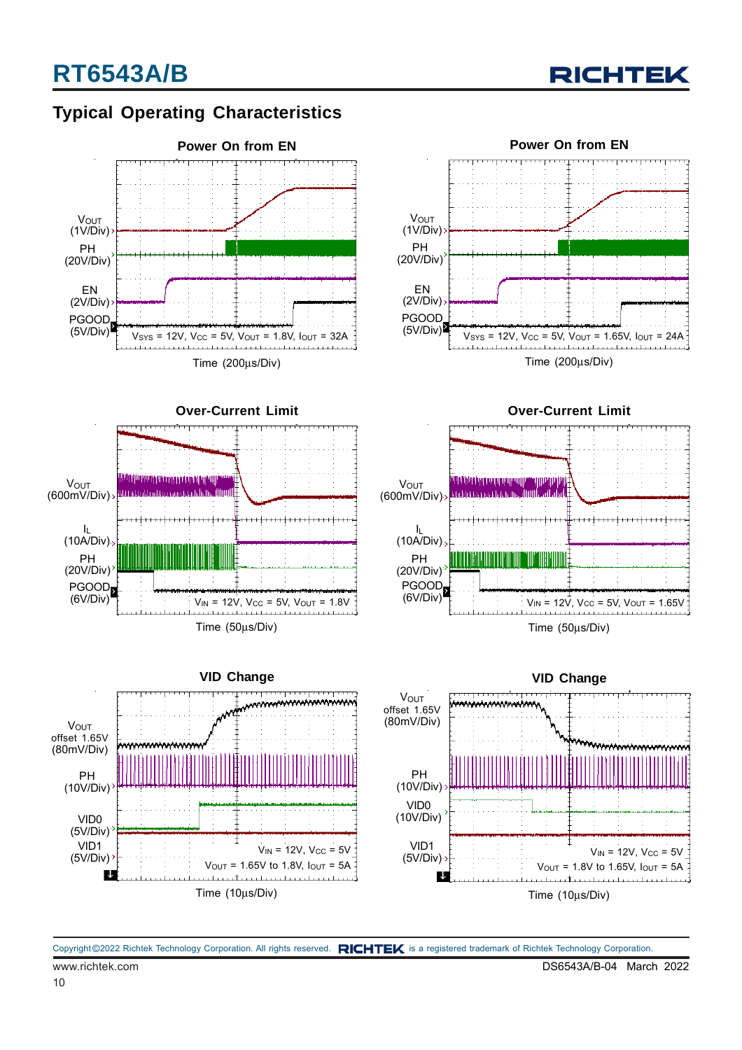## Typical Operating Characteristics

**Power On from EN**

$V_{OUT}$ (1V/Div)

PH (20V/Div)

EN (2V/Div)

PGOOD (5V/Div)

$V_{SYS}$ = 12V, $V_{CC}$ = 5V, $V_{OUT}$ = 1.8V, $I_{OUT}$ = 32A

Time (200μs/Div)

**Power On from EN**

$V_{OUT}$ (1V/Div)

PH (20V/Div)

EN (2V/Div)

PGOOD (5V/Div)

$V_{SYS}$ = 12V, $V_{CC}$ = 5V, $V_{OUT}$ = 1.65V, $I_{OUT}$ = 24A

Time (200μs/Div)

**Over-Current Limit**

$V_{OUT}$ (600mV/Div)

$I_L$ (10A/Div)

PH (20V/Div)

PGOOD (6V/Div)

$V_{IN}$ = 12V, $V_{CC}$ = 5V, $V_{OUT}$ = 1.8V

Time (50μs/Div)

**Over-Current Limit**

$V_{OUT}$ (600mV/Div)

$I_L$ (10A/Div)

PH (20V/Div)

PGOOD (6V/Div)

$V_{IN}$ = 12V, $V_{CC}$ = 5V, $V_{OUT}$ = 1.65V

Time (50μs/Div)

**VID Change**

$V_{OUT}$ offset 1.65V (80mV/Div)

PH (10V/Div)

VID0 (5V/Div)

VID1 (5V/Div)

$V_{IN}$ = 12V, $V_{CC}$ = 5V

$V_{OUT}$ = 1.65V to 1.8V, $I_{OUT}$ = 5A

Time (10μs/Div)

**VID Change**

$V_{OUT}$ offset 1.65V (80mV/Div)

PH (10V/Div)

VID0 (10V/Div)

VID1 (5V/Div)

$V_{IN}$ = 12V, $V_{CC}$ = 5V

$V_{OUT}$ = 1.8V to 1.65V, $I_{OUT}$ = 5A

Time (10μs/Div)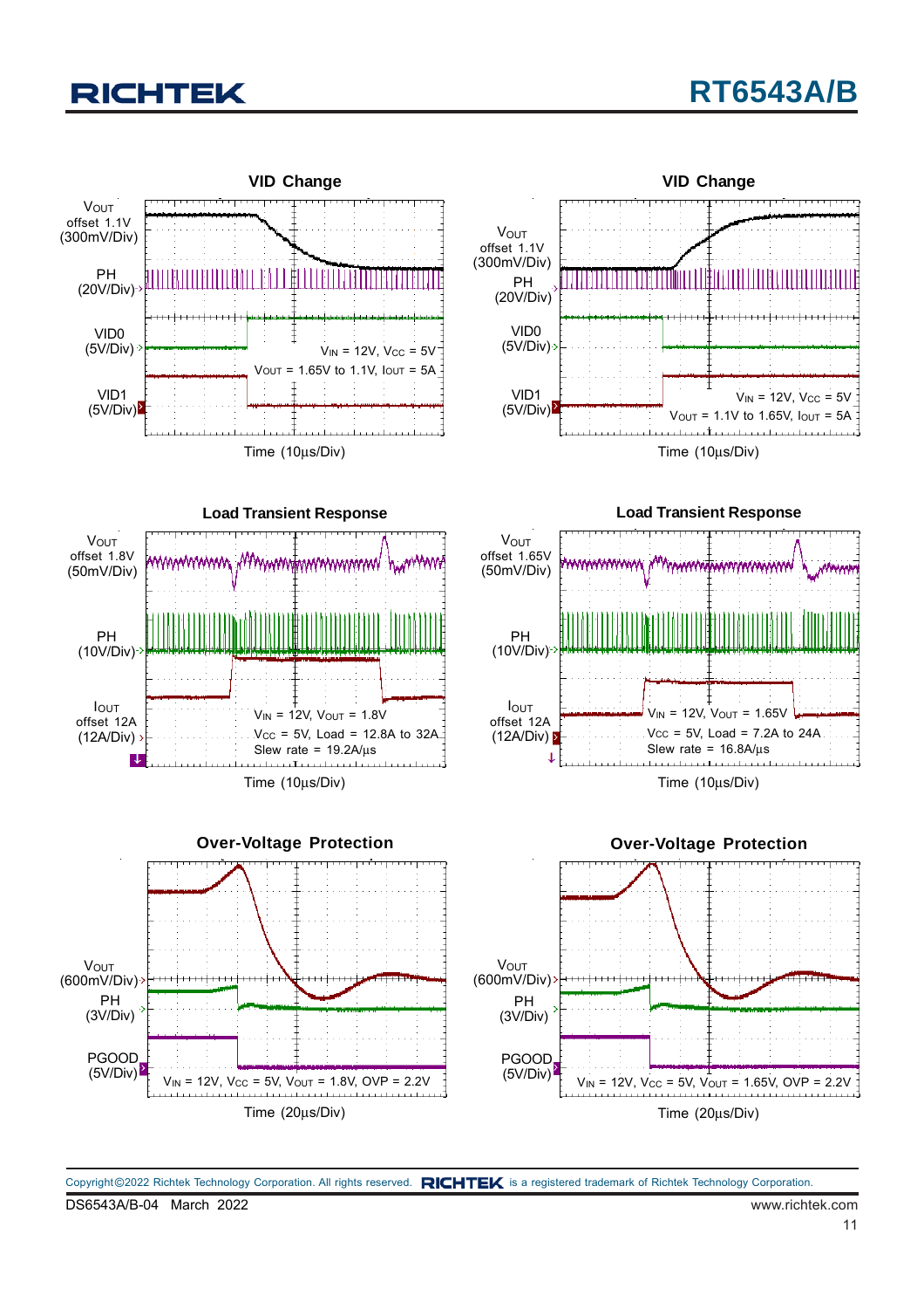**VID Change**

$V_{OUT}$ offset 1.1V (300mV/Div)

PH (20V/Div)

VID0 (5V/Div)

VID1 (5V/Div)

$V_{IN}$ = 12V, $V_{CC}$ = 5V
$V_{OUT}$ = 1.65V to 1.1V, $I_{OUT}$ = 5A

Time (10μs/Div)

**VID Change**

$V_{OUT}$ offset 1.1V (300mV/Div)

PH (20V/Div)

VID0 (5V/Div)

VID1 (5V/Div)

$V_{IN}$ = 12V, $V_{CC}$ = 5V
$V_{OUT}$ = 1.1V to 1.65V, $I_{OUT}$ = 5A

Time (10μs/Div)

**Load Transient Response**

$V_{OUT}$ offset 1.8V (50mV/Div)

PH (10V/Div)

$I_{OUT}$ offset 12A (12A/Div)

$V_{IN}$ = 12V, $V_{OUT}$ = 1.8V
$V_{CC}$ = 5V, Load = 12.8A to 32A
Slew rate = 19.2A/μs

Time (10μs/Div)

**Load Transient Response**

$V_{OUT}$ offset 1.65V (50mV/Div)

PH (10V/Div)

$I_{OUT}$ offset 12A (12A/Div)

$V_{IN}$ = 12V, $V_{OUT}$ = 1.65V
$V_{CC}$ = 5V, Load = 7.2A to 24A
Slew rate = 16.8A/μs

Time (10μs/Div)

**Over-Voltage Protection**

$V_{OUT}$ (600mV/Div)

PH (3V/Div)

PGOOD (5V/Div)

$V_{IN}$ = 12V, $V_{CC}$ = 5V, $V_{OUT}$ = 1.8V, OVP = 2.2V

Time (20μs/Div)

**Over-Voltage Protection**

$V_{OUT}$ (600mV/Div)

PH (3V/Div)

PGOOD (5V/Div)

$V_{IN}$ = 12V, $V_{CC}$ = 5V, $V_{OUT}$ = 1.65V, OVP = 2.2V

Time (20μs/Div)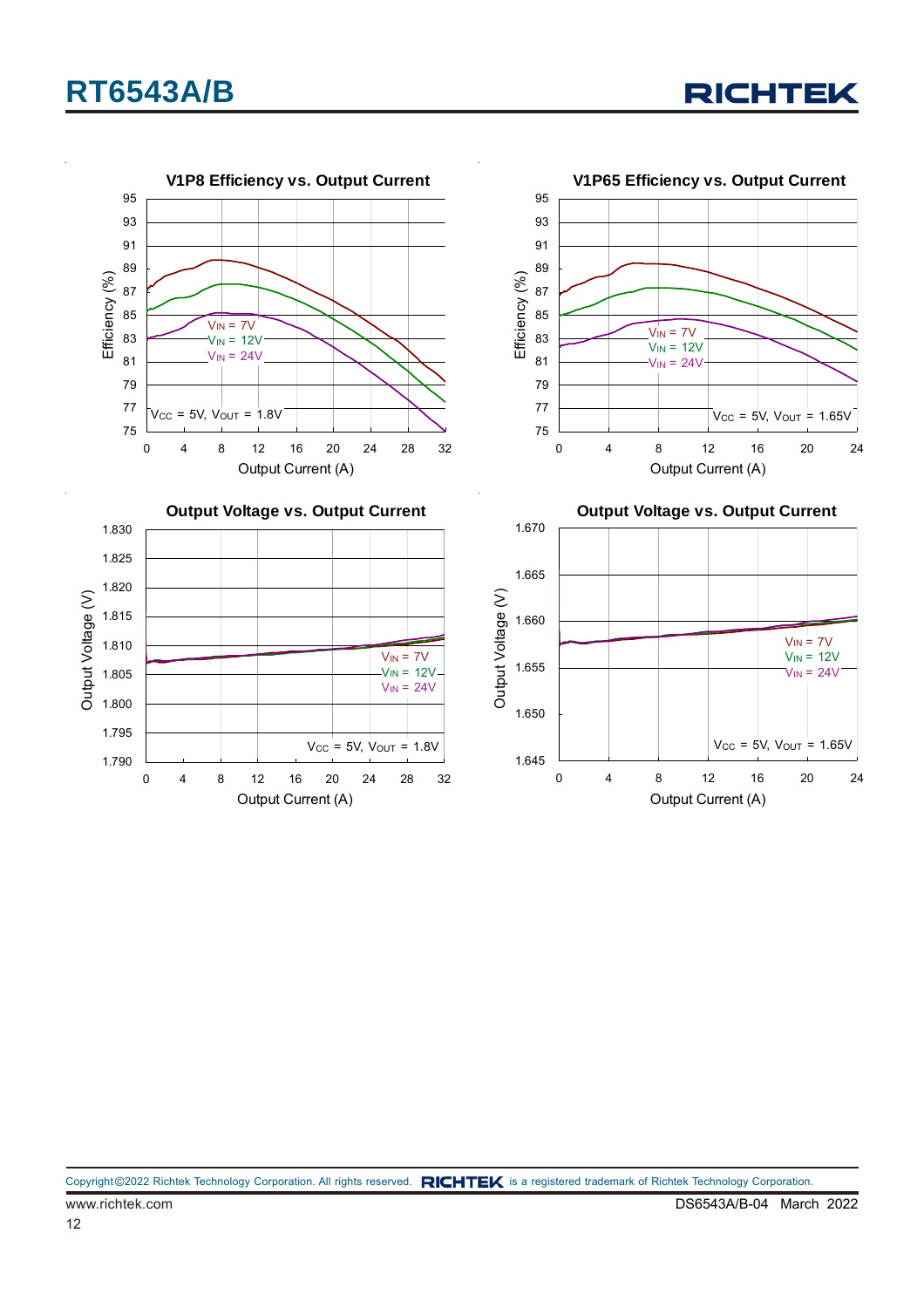**V1P8 Efficiency vs. Output Current**

Efficiency (%) vs. Output Current (A); curves: $V_{IN}$ = 7V, $V_{IN}$ = 12V, $V_{IN}$ = 24V; $V_{CC}$ = 5V, $V_{OUT}$ = 1.8V

**V1P65 Efficiency vs. Output Current**

Efficiency (%) vs. Output Current (A); curves: $V_{IN}$ = 7V, $V_{IN}$ = 12V, $V_{IN}$ = 24V; $V_{CC}$ = 5V, $V_{OUT}$ = 1.65V

**Output Voltage vs. Output Current**

Output Voltage (V) vs. Output Current (A); curves: $V_{IN}$ = 7V, $V_{IN}$ = 12V, $V_{IN}$ = 24V; $V_{CC}$ = 5V, $V_{OUT}$ = 1.8V

**Output Voltage vs. Output Current**

Output Voltage (V) vs. Output Current (A); curves: $V_{IN}$ = 7V, $V_{IN}$ = 12V, $V_{IN}$ = 24V; $V_{CC}$ = 5V, $V_{OUT}$ = 1.65V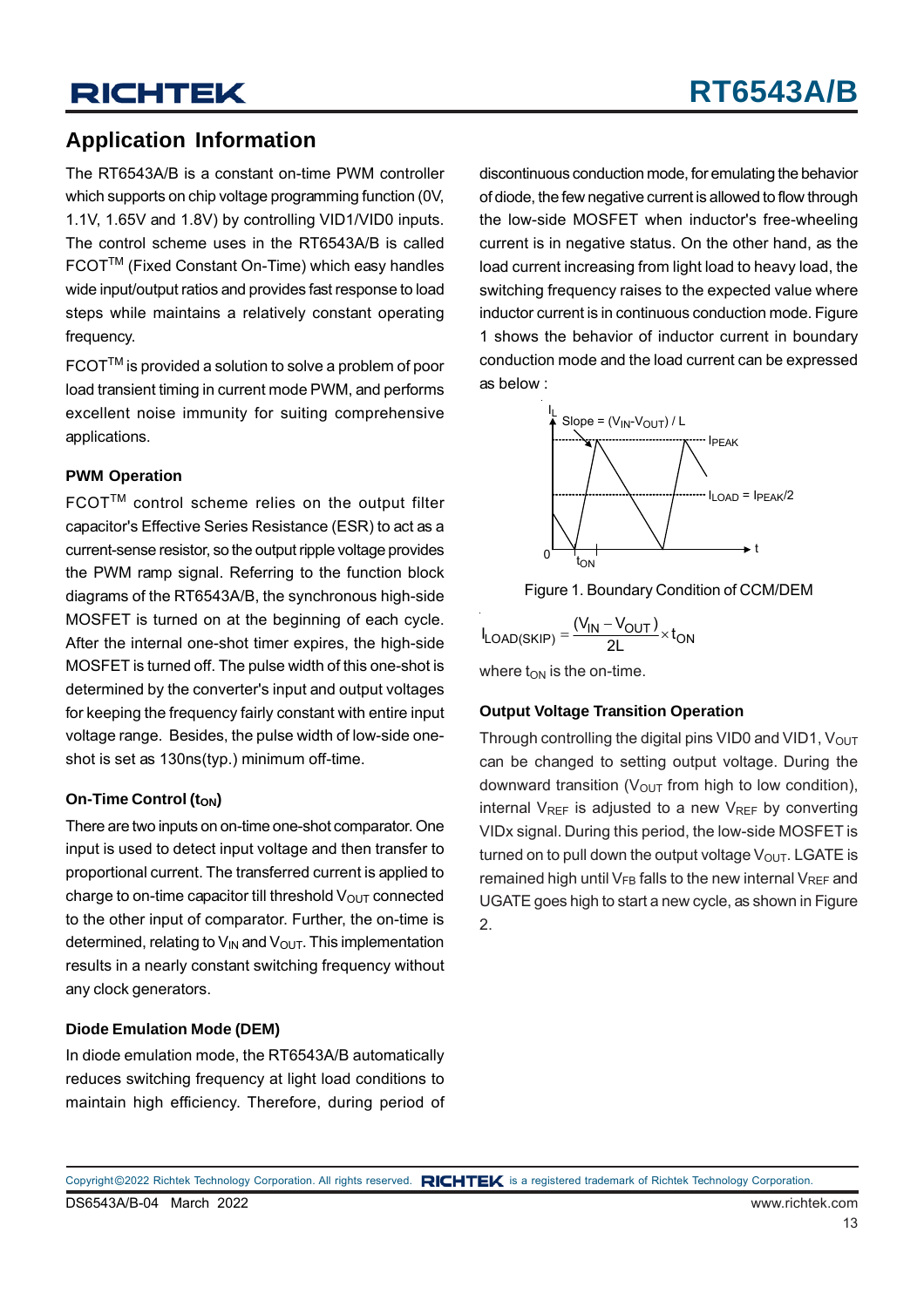## Application Information

The RT6543A/B is a constant on-time PWM controller which supports on chip voltage programming function (0V, 1.1V, 1.65V and 1.8V) by controlling VID1/VID0 inputs. The control scheme uses in the RT6543A/B is called FCOT™ (Fixed Constant On-Time) which easy handles wide input/output ratios and provides fast response to load steps while maintains a relatively constant operating frequency.

FCOT™ is provided a solution to solve a problem of poor load transient timing in current mode PWM, and performs excellent noise immunity for suiting comprehensive applications.

### PWM Operation

FCOT™ control scheme relies on the output filter capacitor's Effective Series Resistance (ESR) to act as a current-sense resistor, so the output ripple voltage provides the PWM ramp signal. Referring to the function block diagrams of the RT6543A/B, the synchronous high-side MOSFET is turned on at the beginning of each cycle. After the internal one-shot timer expires, the high-side MOSFET is turned off. The pulse width of this one-shot is determined by the converter's input and output voltages for keeping the frequency fairly constant with entire input voltage range. Besides, the pulse width of low-side one-shot is set as 130ns(typ.) minimum off-time.

### On-Time Control ($t_{ON}$)

There are two inputs on on-time one-shot comparator. One input is used to detect input voltage and then transfer to proportional current. The transferred current is applied to charge to on-time capacitor till threshold $V_{OUT}$ connected to the other input of comparator. Further, the on-time is determined, relating to $V_{IN}$ and $V_{OUT}$. This implementation results in a nearly constant switching frequency without any clock generators.

### Diode Emulation Mode (DEM)

In diode emulation mode, the RT6543A/B automatically reduces switching frequency at light load conditions to maintain high efficiency. Therefore, during period of discontinuous conduction mode, for emulating the behavior of diode, the few negative current is allowed to flow through the low-side MOSFET when inductor's free-wheeling current is in negative status. On the other hand, as the load current increasing from light load to heavy load, the switching frequency raises to the expected value where inductor current is in continuous conduction mode. Figure 1 shows the behavior of inductor current in boundary conduction mode and the load current can be expressed as below :

Figure 1. Boundary Condition of CCM/DEM

$$I_{LOAD(SKIP)} = \frac{(V_{IN} - V_{OUT})}{2L} \times t_{ON}$$

where $t_{ON}$ is the on-time.

### Output Voltage Transition Operation

Through controlling the digital pins VID0 and VID1, $V_{OUT}$ can be changed to setting output voltage. During the downward transition ($V_{OUT}$ from high to low condition), internal $V_{REF}$ is adjusted to a new $V_{REF}$ by converting VIDx signal. During this period, the low-side MOSFET is turned on to pull down the output voltage $V_{OUT}$. LGATE is remained high until $V_{FB}$ falls to the new internal $V_{REF}$ and UGATE goes high to start a new cycle, as shown in Figure 2.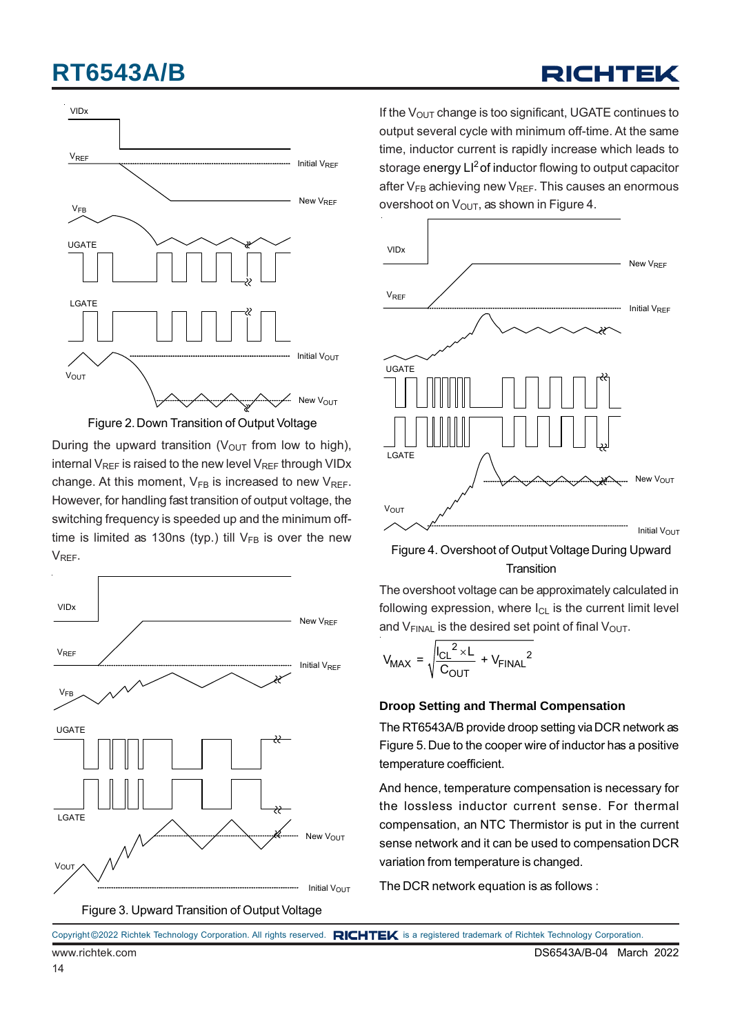Figure 2. Down Transition of Output Voltage

During the upward transition ($V_{OUT}$ from low to high), internal $V_{REF}$ is raised to the new level $V_{REF}$ through VIDx change. At this moment, $V_{FB}$ is increased to new $V_{REF}$. However, for handling fast transition of output voltage, the switching frequency is speeded up and the minimum off-time is limited as 130ns (typ.) till $V_{FB}$ is over the new $V_{REF}$.

Figure 3. Upward Transition of Output Voltage

If the $V_{OUT}$ change is too significant, UGATE continues to output several cycle with minimum off-time. At the same time, inductor current is rapidly increase which leads to storage energy $LI^2$ of inductor flowing to output capacitor after $V_{FB}$ achieving new $V_{REF}$. This causes an enormous overshoot on $V_{OUT}$, as shown in Figure 4.

Figure 4. Overshoot of Output Voltage During Upward Transition

The overshoot voltage can be approximately calculated in following expression, where $I_{CL}$ is the current limit level and $V_{FINAL}$ is the desired set point of final $V_{OUT}$.

$$V_{MAX} = \sqrt{\frac{I_{CL}{}^2 \times L}{C_{OUT}} + V_{FINAL}{}^2}$$

### Droop Setting and Thermal Compensation

The RT6543A/B provide droop setting via DCR network as Figure 5. Due to the cooper wire of inductor has a positive temperature coefficient.

And hence, temperature compensation is necessary for the lossless inductor current sense. For thermal compensation, an NTC Thermistor is put in the current sense network and it can be used to compensation DCR variation from temperature is changed.

The DCR network equation is as follows :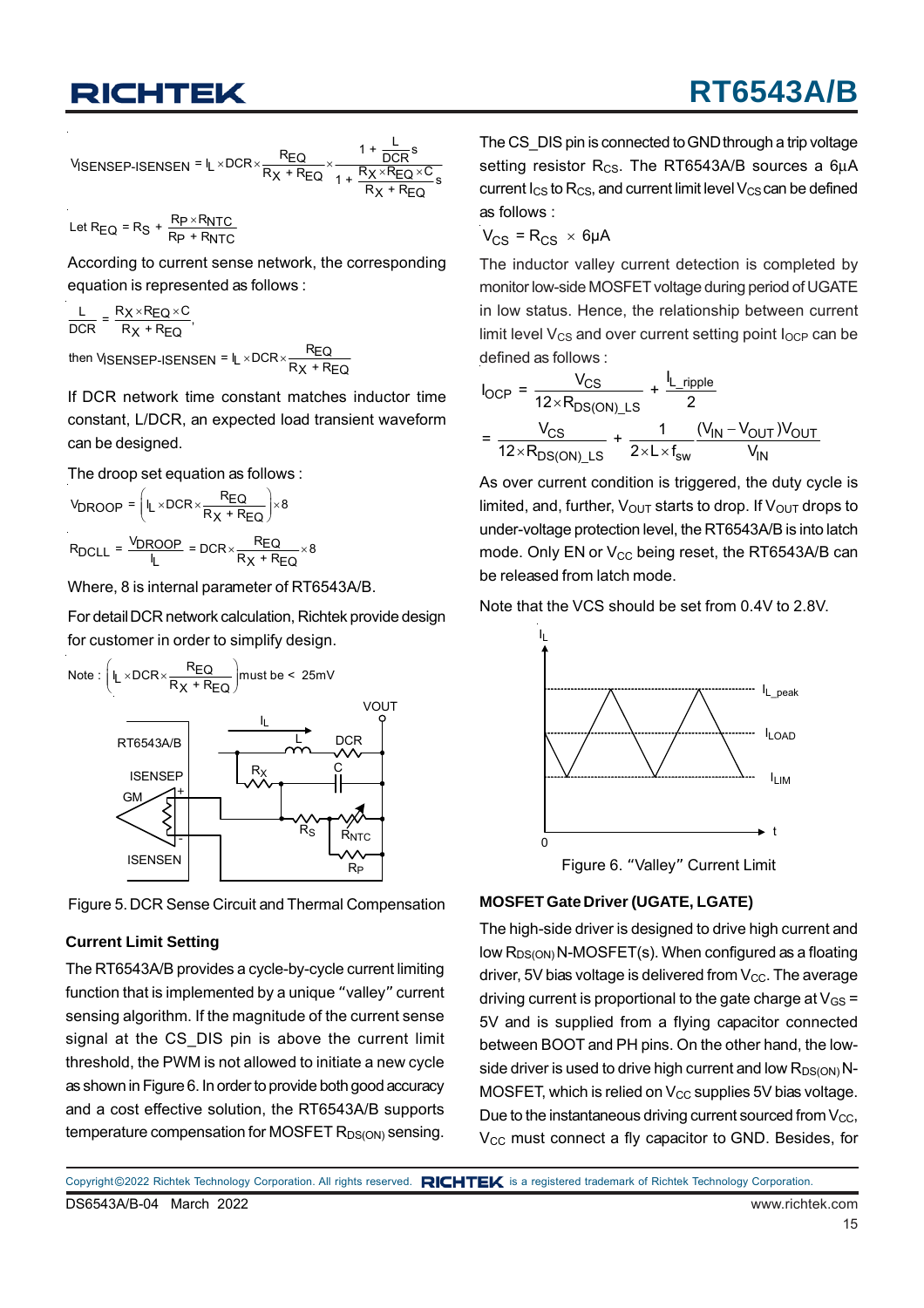$$V_{ISENSEP\text{-}ISENSEN} = I_L \times DCR \times \frac{R_{EQ}}{R_X + R_{EQ}} \times \frac{1 + \frac{L}{DCR}s}{1 + \frac{R_X \times R_{EQ} \times C}{R_X + R_{EQ}}s}$$

$$\text{Let } R_{EQ} = R_S + \frac{R_P \times R_{NTC}}{R_P + R_{NTC}}$$

According to current sense network, the corresponding equation is represented as follows :

$$\frac{L}{DCR} = \frac{R_X \times R_{EQ} \times C}{R_X + R_{EQ}},$$

$$\text{then } V_{ISENSEP\text{-}ISENSEN} = I_L \times DCR \times \frac{R_{EQ}}{R_X + R_{EQ}}$$

If DCR network time constant matches inductor time constant, L/DCR, an expected load transient waveform can be designed.

The droop set equation as follows :

$$V_{DROOP} = \left(I_L \times DCR \times \frac{R_{EQ}}{R_X + R_{EQ}}\right) \times 8$$

$$R_{DCLL} = \frac{V_{DROOP}}{I_L} = DCR \times \frac{R_{EQ}}{R_X + R_{EQ}} \times 8$$

Where, 8 is internal parameter of RT6543A/B.

For detail DCR network calculation, Richtek provide design for customer in order to simplify design.

$$\text{Note : } \left(I_L \times DCR \times \frac{R_{EQ}}{R_X + R_{EQ}}\right) \text{must be} < 25\text{mV}$$

Figure 5. DCR Sense Circuit and Thermal Compensation

### Current Limit Setting

The RT6543A/B provides a cycle-by-cycle current limiting function that is implemented by a unique "valley" current sensing algorithm. If the magnitude of the current sense signal at the CS_DIS pin is above the current limit threshold, the PWM is not allowed to initiate a new cycle as shown in Figure 6. In order to provide both good accuracy and a cost effective solution, the RT6543A/B supports temperature compensation for MOSFET $R_{DS(ON)}$ sensing.

The CS_DIS pin is connected to GND through a trip voltage setting resistor $R_{CS}$. The RT6543A/B sources a 6μA current $I_{CS}$ to $R_{CS}$, and current limit level $V_{CS}$ can be defined as follows :

$$V_{CS} = R_{CS} \times 6\mu A$$

The inductor valley current detection is completed by monitor low-side MOSFET voltage during period of UGATE in low status. Hence, the relationship between current limit level $V_{CS}$ and over current setting point $I_{OCP}$ can be defined as follows :

$$I_{OCP} = \frac{V_{CS}}{12 \times R_{DS(ON)\_LS}} + \frac{I_{L\_ripple}}{2}$$

$$= \frac{V_{CS}}{12 \times R_{DS(ON)\_LS}} + \frac{1}{2 \times L \times f_{sw}} \frac{(V_{IN} - V_{OUT})V_{OUT}}{V_{IN}}$$

As over current condition is triggered, the duty cycle is limited, and, further, $V_{OUT}$ starts to drop. If $V_{OUT}$ drops to under-voltage protection level, the RT6543A/B is into latch mode. Only EN or $V_{CC}$ being reset, the RT6543A/B can be released from latch mode.

Note that the VCS should be set from 0.4V to 2.8V.

Figure 6. "Valley" Current Limit

### MOSFET Gate Driver (UGATE, LGATE)

The high-side driver is designed to drive high current and low $R_{DS(ON)}$ N-MOSFET(s). When configured as a floating driver, 5V bias voltage is delivered from $V_{CC}$. The average driving current is proportional to the gate charge at $V_{GS}$ = 5V and is supplied from a flying capacitor connected between BOOT and PH pins. On the other hand, the low-side driver is used to drive high current and low $R_{DS(ON)}$ N-MOSFET, which is relied on $V_{CC}$ supplies 5V bias voltage. Due to the instantaneous driving current sourced from $V_{CC}$, $V_{CC}$ must connect a fly capacitor to GND. Besides, for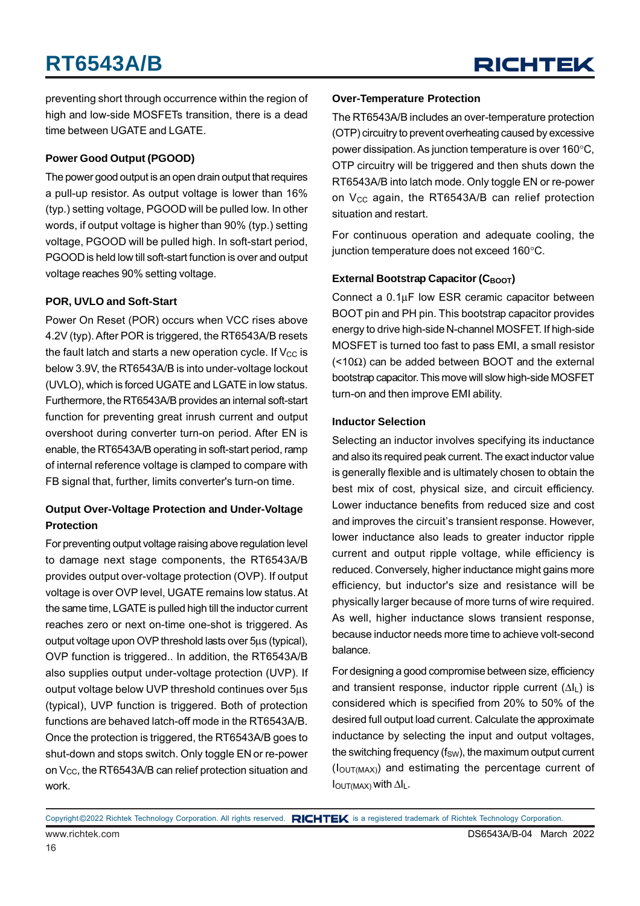preventing short through occurrence within the region of high and low-side MOSFETs transition, there is a dead time between UGATE and LGATE.

### Power Good Output (PGOOD)

The power good output is an open drain output that requires a pull-up resistor. As output voltage is lower than 16% (typ.) setting voltage, PGOOD will be pulled low. In other words, if output voltage is higher than 90% (typ.) setting voltage, PGOOD will be pulled high. In soft-start period, PGOOD is held low till soft-start function is over and output voltage reaches 90% setting voltage.

### POR, UVLO and Soft-Start

Power On Reset (POR) occurs when VCC rises above 4.2V (typ). After POR is triggered, the RT6543A/B resets the fault latch and starts a new operation cycle. If $V_{CC}$ is below 3.9V, the RT6543A/B is into under-voltage lockout (UVLO), which is forced UGATE and LGATE in low status. Furthermore, the RT6543A/B provides an internal soft-start function for preventing great inrush current and output overshoot during converter turn-on period. After EN is enable, the RT6543A/B operating in soft-start period, ramp of internal reference voltage is clamped to compare with FB signal that, further, limits converter's turn-on time.

### Output Over-Voltage Protection and Under-Voltage Protection

For preventing output voltage raising above regulation level to damage next stage components, the RT6543A/B provides output over-voltage protection (OVP). If output voltage is over OVP level, UGATE remains low status. At the same time, LGATE is pulled high till the inductor current reaches zero or next on-time one-shot is triggered. As output voltage upon OVP threshold lasts over 5μs (typical), OVP function is triggered.. In addition, the RT6543A/B also supplies output under-voltage protection (UVP). If output voltage below UVP threshold continues over 5μs (typical), UVP function is triggered. Both of protection functions are behaved latch-off mode in the RT6543A/B. Once the protection is triggered, the RT6543A/B goes to shut-down and stops switch. Only toggle EN or re-power on $V_{CC}$, the RT6543A/B can relief protection situation and work.

### Over-Temperature Protection

The RT6543A/B includes an over-temperature protection (OTP) circuitry to prevent overheating caused by excessive power dissipation. As junction temperature is over 160°C, OTP circuitry will be triggered and then shuts down the RT6543A/B into latch mode. Only toggle EN or re-power on $V_{CC}$ again, the RT6543A/B can relief protection situation and restart.

For continuous operation and adequate cooling, the junction temperature does not exceed 160°C.

### External Bootstrap Capacitor ($C_{BOOT}$)

Connect a 0.1μF low ESR ceramic capacitor between BOOT pin and PH pin. This bootstrap capacitor provides energy to drive high-side N-channel MOSFET. If high-side MOSFET is turned too fast to pass EMI, a small resistor (<10Ω) can be added between BOOT and the external bootstrap capacitor. This move will slow high-side MOSFET turn-on and then improve EMI ability.

### Inductor Selection

Selecting an inductor involves specifying its inductance and also its required peak current. The exact inductor value is generally flexible and is ultimately chosen to obtain the best mix of cost, physical size, and circuit efficiency. Lower inductance benefits from reduced size and cost and improves the circuit's transient response. However, lower inductance also leads to greater inductor ripple current and output ripple voltage, while efficiency is reduced. Conversely, higher inductance might gains more efficiency, but inductor's size and resistance will be physically larger because of more turns of wire required. As well, higher inductance slows transient response, because inductor needs more time to achieve volt-second balance.

For designing a good compromise between size, efficiency and transient response, inductor ripple current ($\Delta I_L$) is considered which is specified from 20% to 50% of the desired full output load current. Calculate the approximate inductance by selecting the input and output voltages, the switching frequency ($f_{SW}$), the maximum output current ($I_{OUT(MAX)}$) and estimating the percentage current of $I_{OUT(MAX)}$ with $\Delta I_L$.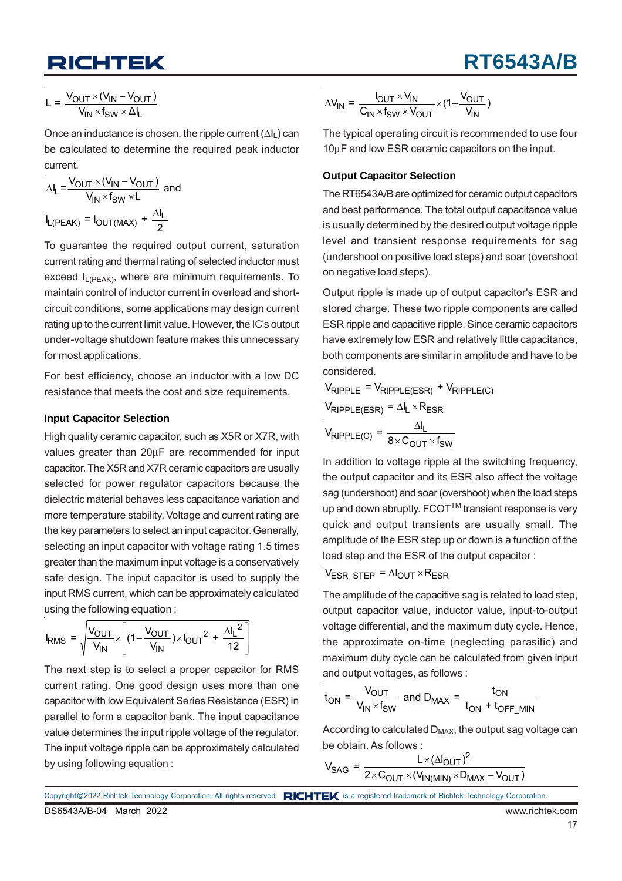$$L = \frac{V_{OUT} \times (V_{IN} - V_{OUT})}{V_{IN} \times f_{SW} \times \Delta I_L}$$

Once an inductance is chosen, the ripple current ($\Delta I_L$) can be calculated to determine the required peak inductor current.

$$\Delta I_L = \frac{V_{OUT} \times (V_{IN} - V_{OUT})}{V_{IN} \times f_{SW} \times L} \text{ and}$$

$$I_{L(PEAK)} = I_{OUT(MAX)} + \frac{\Delta I_L}{2}$$

To guarantee the required output current, saturation current rating and thermal rating of selected inductor must exceed $I_{L(PEAK)}$, where are minimum requirements. To maintain control of inductor current in overload and short-circuit conditions, some applications may design current rating up to the current limit value. However, the IC's output under-voltage shutdown feature makes this unnecessary for most applications.

For best efficiency, choose an inductor with a low DC resistance that meets the cost and size requirements.

### Input Capacitor Selection

High quality ceramic capacitor, such as X5R or X7R, with values greater than 20μF are recommended for input capacitor. The X5R and X7R ceramic capacitors are usually selected for power regulator capacitors because the dielectric material behaves less capacitance variation and more temperature stability. Voltage and current rating are the key parameters to select an input capacitor. Generally, selecting an input capacitor with voltage rating 1.5 times greater than the maximum input voltage is a conservatively safe design. The input capacitor is used to supply the input RMS current, which can be approximately calculated using the following equation :

$$I_{RMS} = \sqrt{\frac{V_{OUT}}{V_{IN}} \times \left[\left(1 - \frac{V_{OUT}}{V_{IN}}\right) \times I_{OUT}^2 + \frac{\Delta I_L^2}{12}\right]}$$

The next step is to select a proper capacitor for RMS current rating. One good design uses more than one capacitor with low Equivalent Series Resistance (ESR) in parallel to form a capacitor bank. The input capacitance value determines the input ripple voltage of the regulator. The input voltage ripple can be approximately calculated by using following equation :

$$\Delta V_{IN} = \frac{I_{OUT} \times V_{IN}}{C_{IN} \times f_{SW} \times V_{OUT}} \times \left(1 - \frac{V_{OUT}}{V_{IN}}\right)$$

The typical operating circuit is recommended to use four 10μF and low ESR ceramic capacitors on the input.

### Output Capacitor Selection

The RT6543A/B are optimized for ceramic output capacitors and best performance. The total output capacitance value is usually determined by the desired output voltage ripple level and transient response requirements for sag (undershoot on positive load steps) and soar (overshoot on negative load steps).

Output ripple is made up of output capacitor's ESR and stored charge. These two ripple components are called ESR ripple and capacitive ripple. Since ceramic capacitors have extremely low ESR and relatively little capacitance, both components are similar in amplitude and have to be considered.

$$V_{RIPPLE} = V_{RIPPLE(ESR)} + V_{RIPPLE(C)}$$

$$V_{RIPPLE(ESR)} = \Delta I_L \times R_{ESR}$$

$$V_{RIPPLE(C)} = \frac{\Delta I_L}{8 \times C_{OUT} \times f_{SW}}$$

In addition to voltage ripple at the switching frequency, the output capacitor and its ESR also affect the voltage sag (undershoot) and soar (overshoot) when the load steps up and down abruptly. FCOT™ transient response is very quick and output transients are usually small. The amplitude of the ESR step up or down is a function of the load step and the ESR of the output capacitor :

$$V_{ESR\_STEP} = \Delta I_{OUT} \times R_{ESR}$$

The amplitude of the capacitive sag is related to load step, output capacitor value, inductor value, input-to-output voltage differential, and the maximum duty cycle. Hence, the approximate on-time (neglecting parasitic) and maximum duty cycle can be calculated from given input and output voltages, as follows :

$$t_{ON} = \frac{V_{OUT}}{V_{IN} \times f_{SW}} \text{ and } D_{MAX} = \frac{t_{ON}}{t_{ON} + t_{OFF\_MIN}}$$

According to calculated $D_{MAX}$, the output sag voltage can be obtain. As follows :

$$V_{SAG} = \frac{L \times (\Delta I_{OUT})^2}{2 \times C_{OUT} \times (V_{IN(MIN)} \times D_{MAX} - V_{OUT})}$$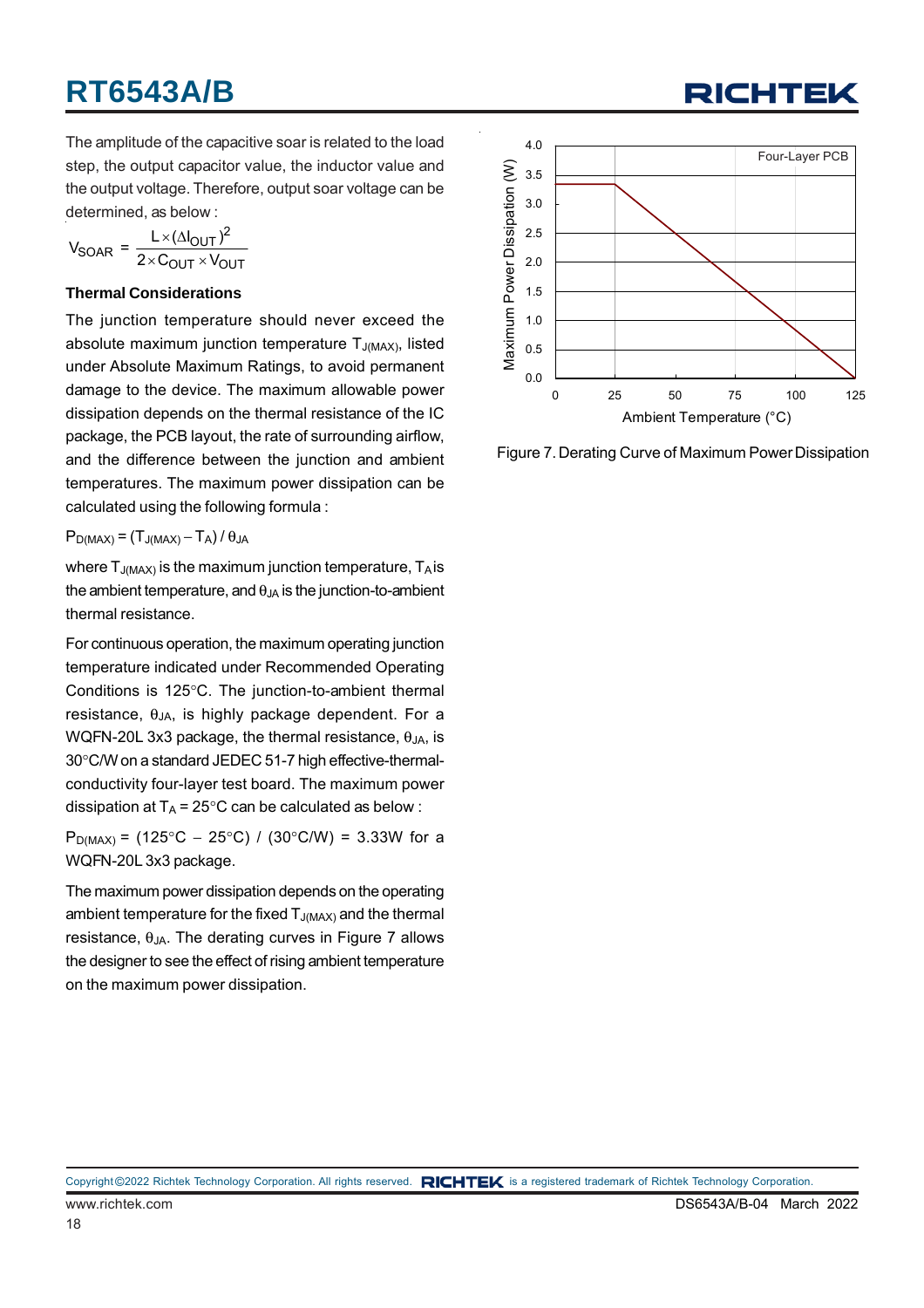The amplitude of the capacitive soar is related to the load step, the output capacitor value, the inductor value and the output voltage. Therefore, output soar voltage can be determined, as below :

$$V_{SOAR} = \frac{L \times (\Delta I_{OUT})^2}{2 \times C_{OUT} \times V_{OUT}}$$

### Thermal Considerations

The junction temperature should never exceed the absolute maximum junction temperature $T_{J(MAX)}$, listed under Absolute Maximum Ratings, to avoid permanent damage to the device. The maximum allowable power dissipation depends on the thermal resistance of the IC package, the PCB layout, the rate of surrounding airflow, and the difference between the junction and ambient temperatures. The maximum power dissipation can be calculated using the following formula :

$P_{D(MAX)} = (T_{J(MAX)} - T_A) / \theta_{JA}$

where $T_{J(MAX)}$ is the maximum junction temperature, $T_A$ is the ambient temperature, and $\theta_{JA}$ is the junction-to-ambient thermal resistance.

For continuous operation, the maximum operating junction temperature indicated under Recommended Operating Conditions is 125°C. The junction-to-ambient thermal resistance, $\theta_{JA}$, is highly package dependent. For a WQFN-20L 3x3 package, the thermal resistance, $\theta_{JA}$, is 30°C/W on a standard JEDEC 51-7 high effective-thermal-conductivity four-layer test board. The maximum power dissipation at $T_A$ = 25°C can be calculated as below :

$P_{D(MAX)}$ = (125°C − 25°C) / (30°C/W) = 3.33W for a WQFN-20L 3x3 package.

The maximum power dissipation depends on the operating ambient temperature for the fixed $T_{J(MAX)}$ and the thermal resistance, $\theta_{JA}$. The derating curves in Figure 7 allows the designer to see the effect of rising ambient temperature on the maximum power dissipation.

Figure 7. Derating Curve of Maximum Power Dissipation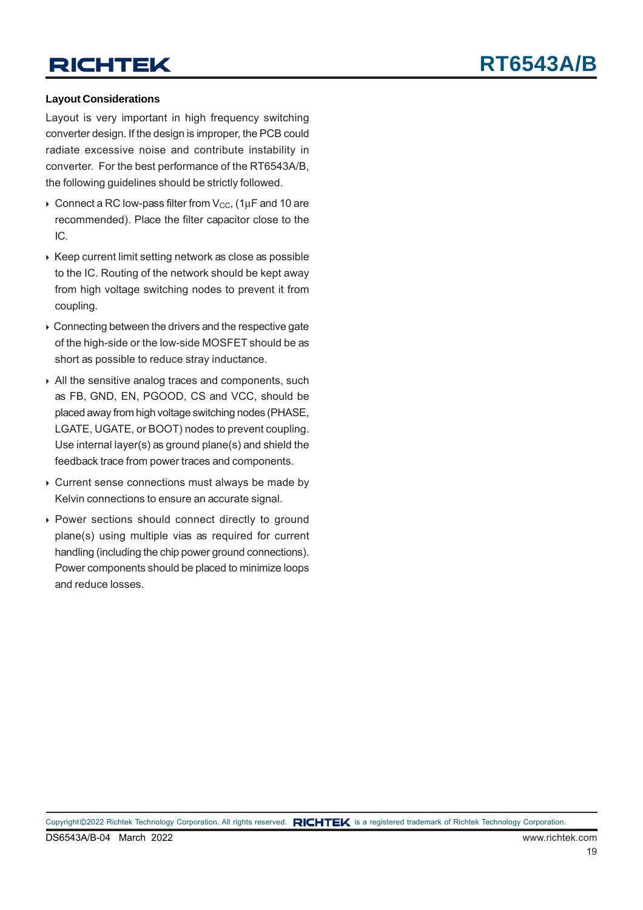### Layout Considerations

Layout is very important in high frequency switching converter design. If the design is improper, the PCB could radiate excessive noise and contribute instability in converter. For the best performance of the RT6543A/B, the following guidelines should be strictly followed.

- Connect a RC low-pass filter from $V_{CC}$, (1μF and 10 are recommended). Place the filter capacitor close to the IC.
- Keep current limit setting network as close as possible to the IC. Routing of the network should be kept away from high voltage switching nodes to prevent it from coupling.
- Connecting between the drivers and the respective gate of the high-side or the low-side MOSFET should be as short as possible to reduce stray inductance.
- All the sensitive analog traces and components, such as FB, GND, EN, PGOOD, CS and VCC, should be placed away from high voltage switching nodes (PHASE, LGATE, UGATE, or BOOT) nodes to prevent coupling. Use internal layer(s) as ground plane(s) and shield the feedback trace from power traces and components.
- Current sense connections must always be made by Kelvin connections to ensure an accurate signal.
- Power sections should connect directly to ground plane(s) using multiple vias as required for current handling (including the chip power ground connections). Power components should be placed to minimize loops and reduce losses.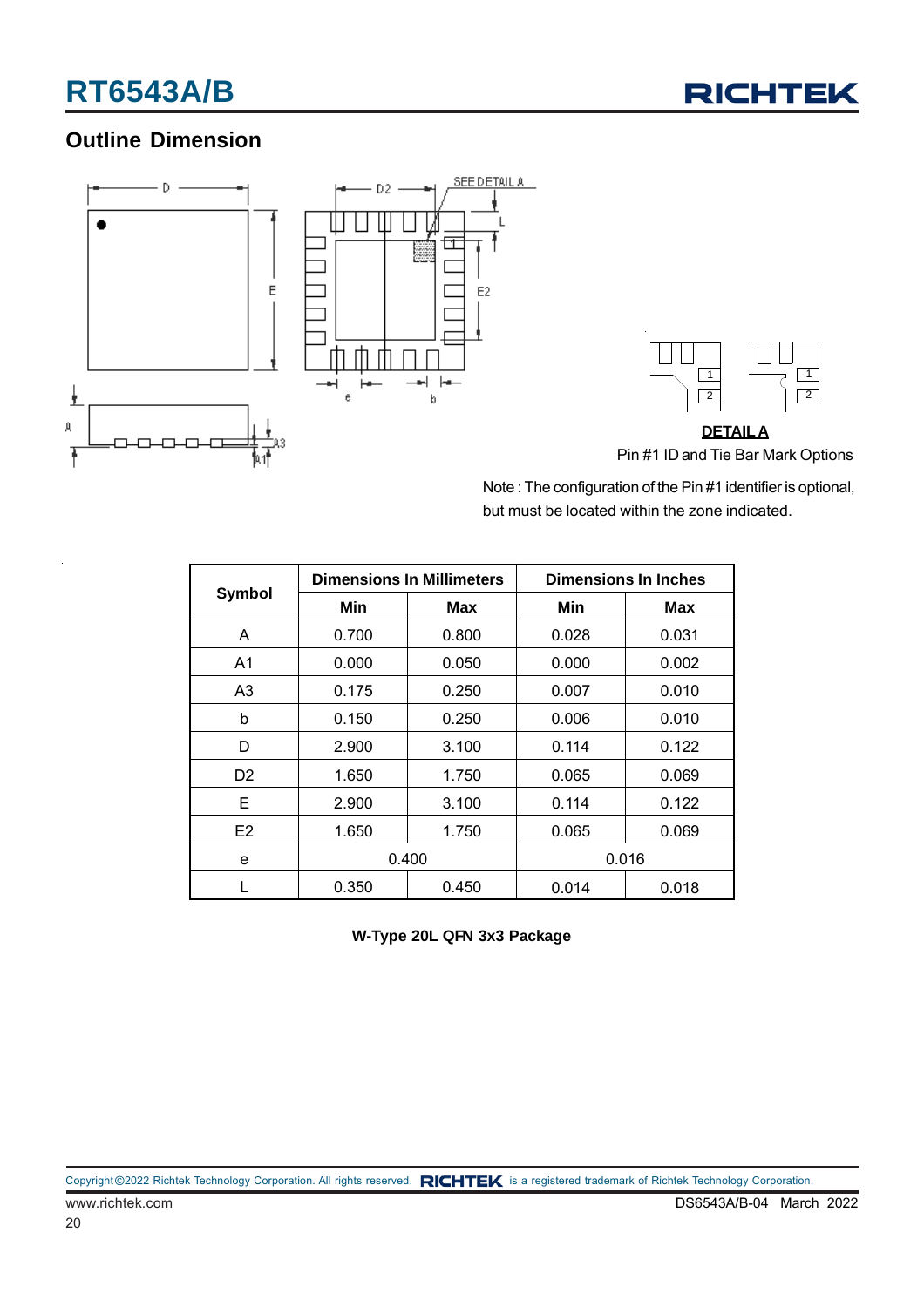## Outline Dimension

**DETAIL A**

Pin #1 ID and Tie Bar Mark Options

Note : The configuration of the Pin #1 identifier is optional, but must be located within the zone indicated.

| Symbol | Dimensions In Millimeters | | Dimensions In Inches | |
|---|---|---|---|---|
| | Min | Max | Min | Max |
| A | 0.700 | 0.800 | 0.028 | 0.031 |
| A1 | 0.000 | 0.050 | 0.000 | 0.002 |
| A3 | 0.175 | 0.250 | 0.007 | 0.010 |
| b | 0.150 | 0.250 | 0.006 | 0.010 |
| D | 2.900 | 3.100 | 0.114 | 0.122 |
| D2 | 1.650 | 1.750 | 0.065 | 0.069 |
| E | 2.900 | 3.100 | 0.114 | 0.122 |
| E2 | 1.650 | 1.750 | 0.065 | 0.069 |
| e | 0.400 | | 0.016 | |
| L | 0.350 | 0.450 | 0.014 | 0.018 |

**W-Type 20L QFN 3x3 Package**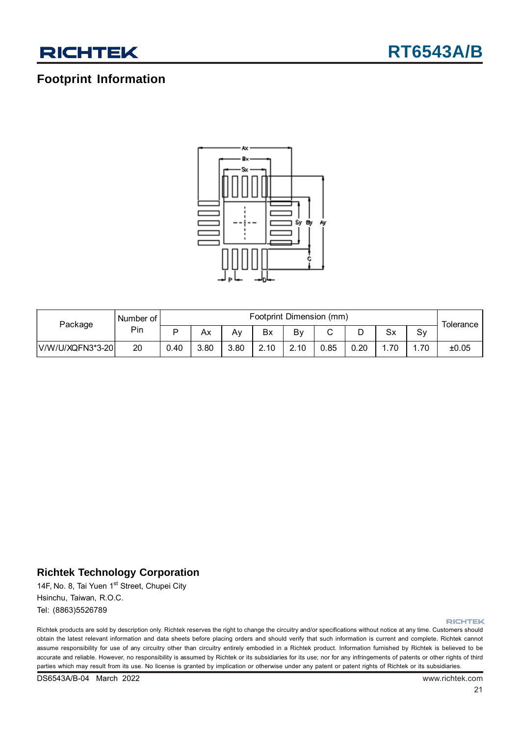## Footprint Information

Ax
Bx
Sx
Sy By Ay
C
P
D

| Package | Number of Pin | Footprint Dimension (mm) | | | | | | | | | Tolerance |
|---|---|---|---|---|---|---|---|---|---|---|---|
| | | P | Ax | Ay | Bx | By | C | D | Sx | Sy | |
| V/W/U/XQFN3*3-20 | 20 | 0.40 | 3.80 | 3.80 | 2.10 | 2.10 | 0.85 | 0.20 | 1.70 | 1.70 | ±0.05 |

### Richtek Technology Corporation

14F, No. 8, Tai Yuen 1st Street, Chupei City
Hsinchu, Taiwan, R.O.C.
Tel: (8863)5526789

Richtek products are sold by description only. Richtek reserves the right to change the circuitry and/or specifications without notice at any time. Customers should obtain the latest relevant information and data sheets before placing orders and should verify that such information is current and complete. Richtek cannot assume responsibility for use of any circuitry other than circuitry entirely embodied in a Richtek product. Information furnished by Richtek is believed to be accurate and reliable. However, no responsibility is assumed by Richtek or its subsidiaries for its use; nor for any infringements of patents or other rights of third parties which may result from its use. No license is granted by implication or otherwise under any patent or patent rights of Richtek or its subsidiaries.

DS6543A/B-04 March 2022